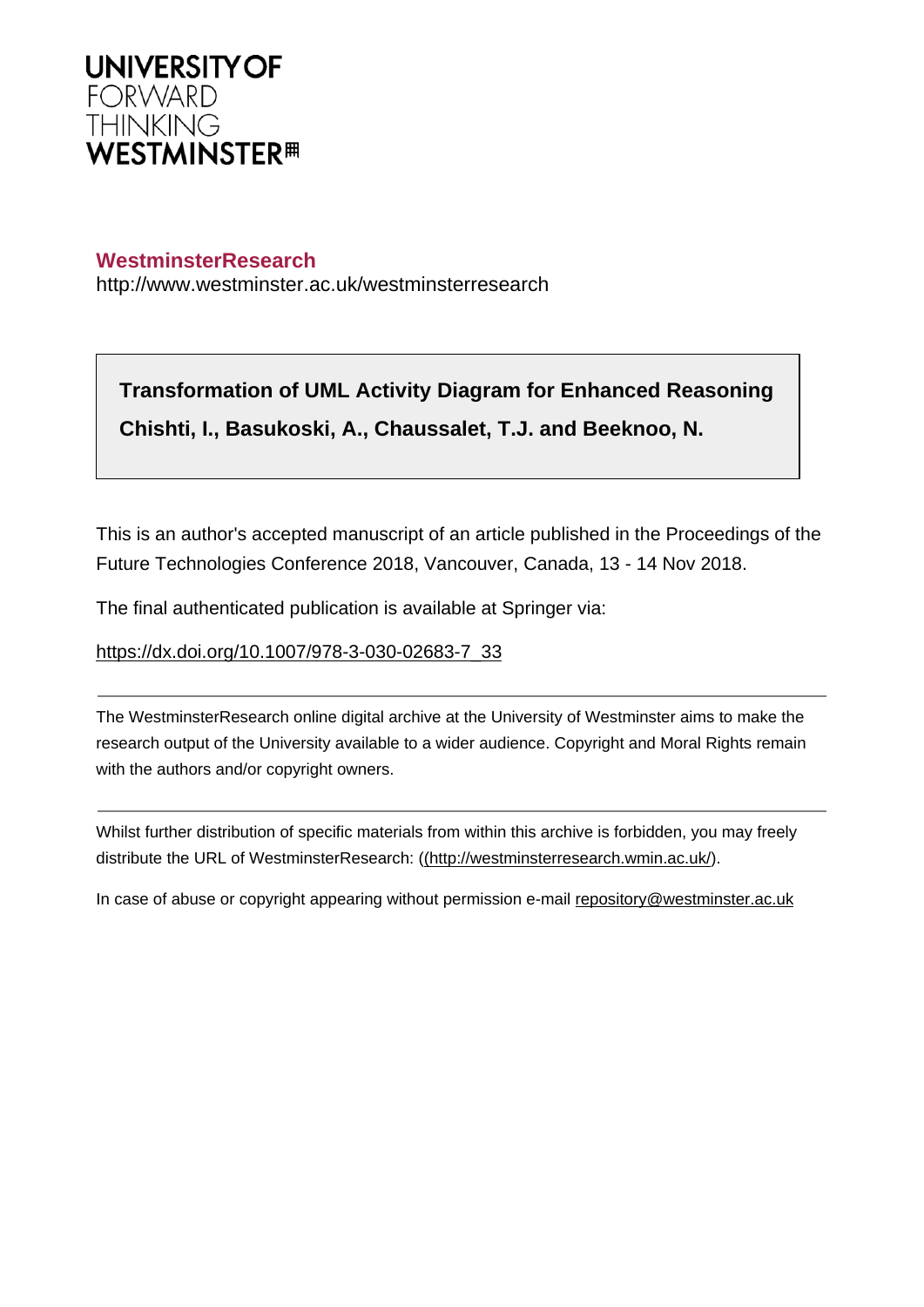UNIVERSITY OF
FORWARD
THINKING
WESTMINSTER

**WestminsterResearch**

http://www.westminster.ac.uk/westminsterresearch

**Transformation of UML Activity Diagram for Enhanced Reasoning**

**Chishti, I., Basukoski, A., Chaussalet, T.J. and Beeknoo, N.**

This is an author's accepted manuscript of an article published in the Proceedings of the Future Technologies Conference 2018, Vancouver, Canada, 13 - 14 Nov 2018.

The final authenticated publication is available at Springer via:

https://dx.doi.org/10.1007/978-3-030-02683-7_33

---

The WestminsterResearch online digital archive at the University of Westminster aims to make the research output of the University available to a wider audience. Copyright and Moral Rights remain with the authors and/or copyright owners.

---

Whilst further distribution of specific materials from within this archive is forbidden, you may freely distribute the URL of WestminsterResearch: ((http://westminsterresearch.wmin.ac.uk/).

In case of abuse or copyright appearing without permission e-mail repository@westminster.ac.uk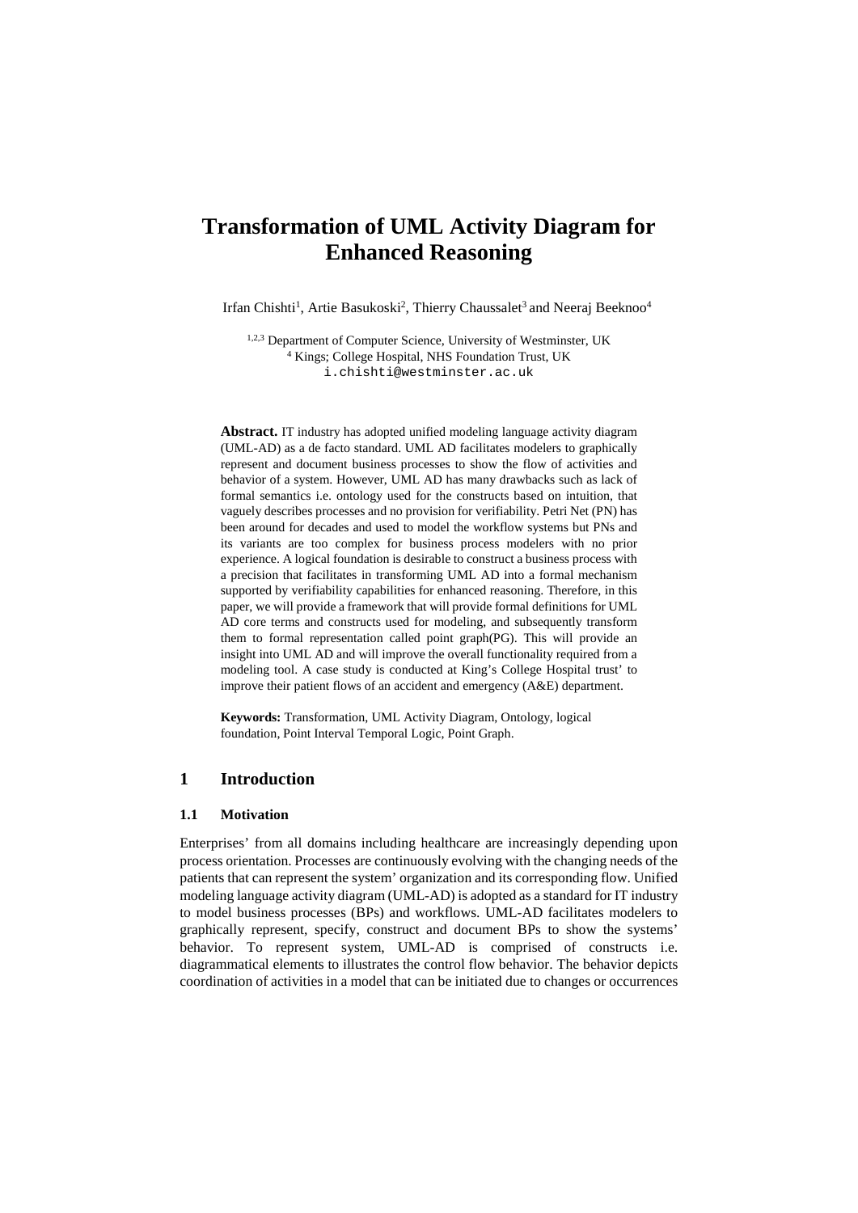# Transformation of UML Activity Diagram for Enhanced Reasoning

Irfan Chishti[1], Artie Basukoski[2], Thierry Chaussalet[3] and Neeraj Beeknoo[4]

[1,2,3] Department of Computer Science, University of Westminster, UK
[4] Kings; College Hospital, NHS Foundation Trust, UK
i.chishti@westminster.ac.uk

**Abstract.** IT industry has adopted unified modeling language activity diagram (UML-AD) as a de facto standard. UML AD facilitates modelers to graphically represent and document business processes to show the flow of activities and behavior of a system. However, UML AD has many drawbacks such as lack of formal semantics i.e. ontology used for the constructs based on intuition, that vaguely describes processes and no provision for verifiability. Petri Net (PN) has been around for decades and used to model the workflow systems but PNs and its variants are too complex for business process modelers with no prior experience. A logical foundation is desirable to construct a business process with a precision that facilitates in transforming UML AD into a formal mechanism supported by verifiability capabilities for enhanced reasoning. Therefore, in this paper, we will provide a framework that will provide formal definitions for UML AD core terms and constructs used for modeling, and subsequently transform them to formal representation called point graph(PG). This will provide an insight into UML AD and will improve the overall functionality required from a modeling tool. A case study is conducted at King's College Hospital trust' to improve their patient flows of an accident and emergency (A&E) department.

**Keywords:** Transformation, UML Activity Diagram, Ontology, logical foundation, Point Interval Temporal Logic, Point Graph.

## 1 Introduction

### 1.1 Motivation

Enterprises' from all domains including healthcare are increasingly depending upon process orientation. Processes are continuously evolving with the changing needs of the patients that can represent the system' organization and its corresponding flow. Unified modeling language activity diagram (UML-AD) is adopted as a standard for IT industry to model business processes (BPs) and workflows. UML-AD facilitates modelers to graphically represent, specify, construct and document BPs to show the systems' behavior. To represent system, UML-AD is comprised of constructs i.e. diagrammatical elements to illustrates the control flow behavior. The behavior depicts coordination of activities in a model that can be initiated due to changes or occurrences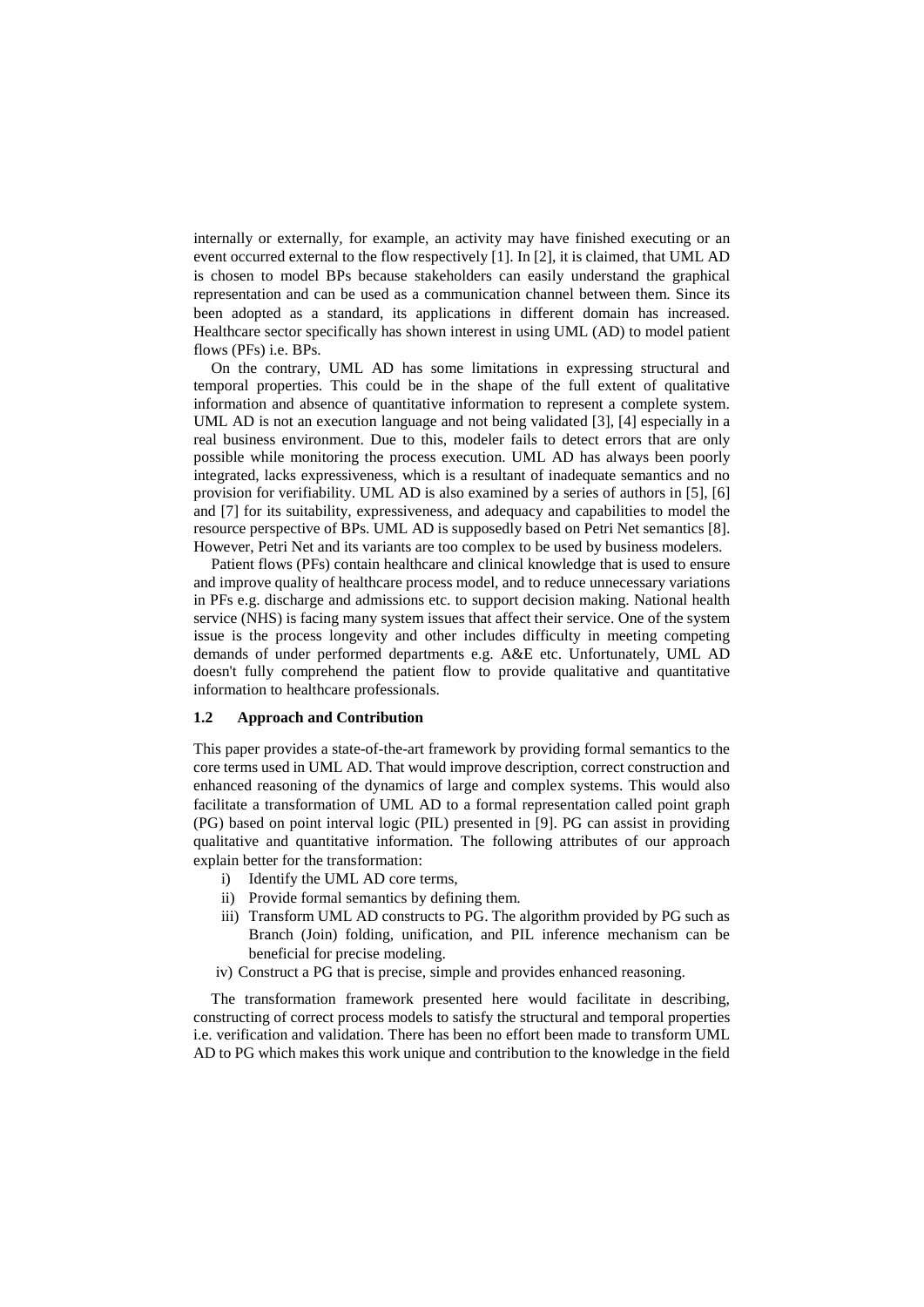internally or externally, for example, an activity may have finished executing or an event occurred external to the flow respectively [1]. In [2], it is claimed, that UML AD is chosen to model BPs because stakeholders can easily understand the graphical representation and can be used as a communication channel between them. Since its been adopted as a standard, its applications in different domain has increased. Healthcare sector specifically has shown interest in using UML (AD) to model patient flows (PFs) i.e. BPs.

On the contrary, UML AD has some limitations in expressing structural and temporal properties. This could be in the shape of the full extent of qualitative information and absence of quantitative information to represent a complete system. UML AD is not an execution language and not being validated [3], [4] especially in a real business environment. Due to this, modeler fails to detect errors that are only possible while monitoring the process execution. UML AD has always been poorly integrated, lacks expressiveness, which is a resultant of inadequate semantics and no provision for verifiability. UML AD is also examined by a series of authors in [5], [6] and [7] for its suitability, expressiveness, and adequacy and capabilities to model the resource perspective of BPs. UML AD is supposedly based on Petri Net semantics [8]. However, Petri Net and its variants are too complex to be used by business modelers.

Patient flows (PFs) contain healthcare and clinical knowledge that is used to ensure and improve quality of healthcare process model, and to reduce unnecessary variations in PFs e.g. discharge and admissions etc. to support decision making. National health service (NHS) is facing many system issues that affect their service. One of the system issue is the process longevity and other includes difficulty in meeting competing demands of under performed departments e.g. A&E etc. Unfortunately, UML AD doesn't fully comprehend the patient flow to provide qualitative and quantitative information to healthcare professionals.

### 1.2 Approach and Contribution

This paper provides a state-of-the-art framework by providing formal semantics to the core terms used in UML AD. That would improve description, correct construction and enhanced reasoning of the dynamics of large and complex systems. This would also facilitate a transformation of UML AD to a formal representation called point graph (PG) based on point interval logic (PIL) presented in [9]. PG can assist in providing qualitative and quantitative information. The following attributes of our approach explain better for the transformation:

i) Identify the UML AD core terms,
ii) Provide formal semantics by defining them.
iii) Transform UML AD constructs to PG. The algorithm provided by PG such as Branch (Join) folding, unification, and PIL inference mechanism can be beneficial for precise modeling.
iv) Construct a PG that is precise, simple and provides enhanced reasoning.

The transformation framework presented here would facilitate in describing, constructing of correct process models to satisfy the structural and temporal properties i.e. verification and validation. There has been no effort been made to transform UML AD to PG which makes this work unique and contribution to the knowledge in the field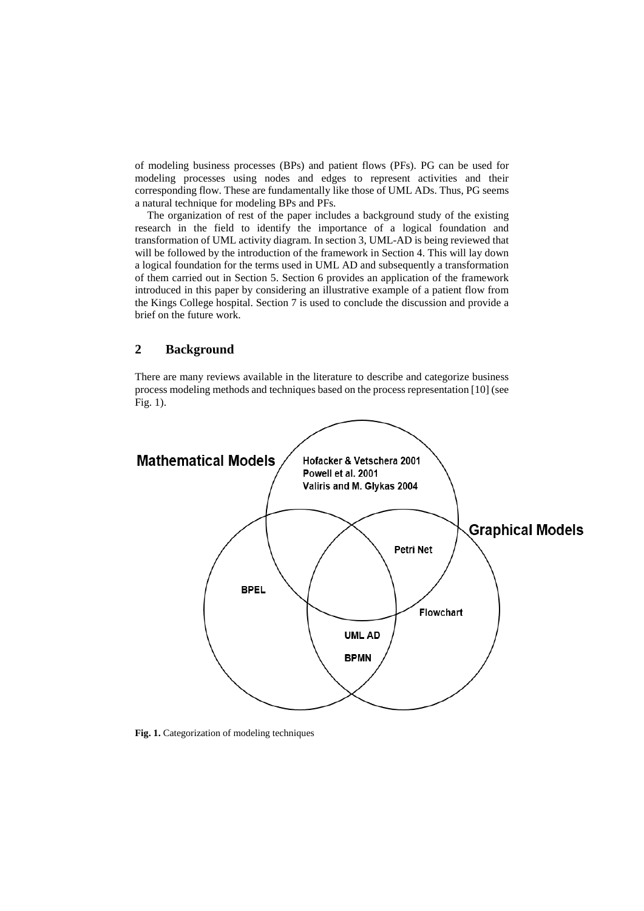of modeling business processes (BPs) and patient flows (PFs). PG can be used for modeling processes using nodes and edges to represent activities and their corresponding flow. These are fundamentally like those of UML ADs. Thus, PG seems a natural technique for modeling BPs and PFs.

The organization of rest of the paper includes a background study of the existing research in the field to identify the importance of a logical foundation and transformation of UML activity diagram. In section 3, UML-AD is being reviewed that will be followed by the introduction of the framework in Section 4. This will lay down a logical foundation for the terms used in UML AD and subsequently a transformation of them carried out in Section 5. Section 6 provides an application of the framework introduced in this paper by considering an illustrative example of a patient flow from the Kings College hospital. Section 7 is used to conclude the discussion and provide a brief on the future work.

## 2 Background

There are many reviews available in the literature to describe and categorize business process modeling methods and techniques based on the process representation [10] (see Fig. 1).

**Fig. 1.** Categorization of modeling techniques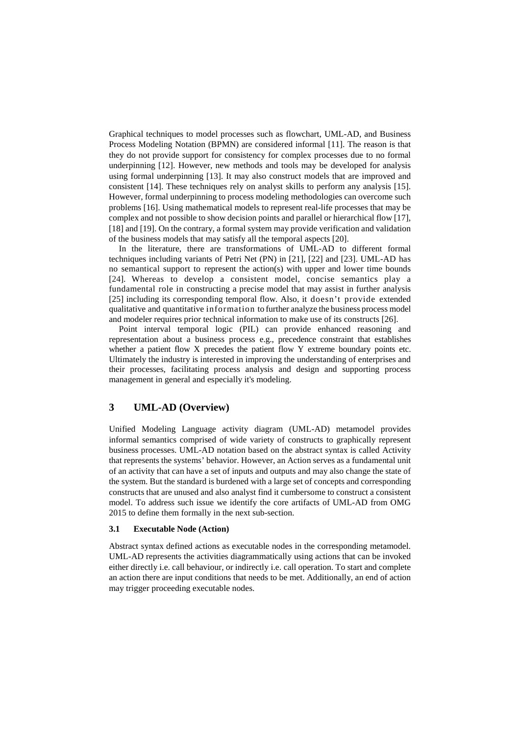Graphical techniques to model processes such as flowchart, UML-AD, and Business Process Modeling Notation (BPMN) are considered informal [11]. The reason is that they do not provide support for consistency for complex processes due to no formal underpinning [12]. However, new methods and tools may be developed for analysis using formal underpinning [13]. It may also construct models that are improved and consistent [14]. These techniques rely on analyst skills to perform any analysis [15]. However, formal underpinning to process modeling methodologies can overcome such problems [16]. Using mathematical models to represent real-life processes that may be complex and not possible to show decision points and parallel or hierarchical flow [17], [18] and [19]. On the contrary, a formal system may provide verification and validation of the business models that may satisfy all the temporal aspects [20].

In the literature, there are transformations of UML-AD to different formal techniques including variants of Petri Net (PN) in [21], [22] and [23]. UML-AD has no semantical support to represent the action(s) with upper and lower time bounds [24]. Whereas to develop a consistent model, concise semantics play a fundamental role in constructing a precise model that may assist in further analysis [25] including its corresponding temporal flow. Also, it doesn't provide extended qualitative and quantitative information to further analyze the business process model and modeler requires prior technical information to make use of its constructs [26].

Point interval temporal logic (PIL) can provide enhanced reasoning and representation about a business process e.g., precedence constraint that establishes whether a patient flow X precedes the patient flow Y extreme boundary points etc. Ultimately the industry is interested in improving the understanding of enterprises and their processes, facilitating process analysis and design and supporting process management in general and especially it's modeling.

## 3 UML-AD (Overview)

Unified Modeling Language activity diagram (UML-AD) metamodel provides informal semantics comprised of wide variety of constructs to graphically represent business processes. UML-AD notation based on the abstract syntax is called Activity that represents the systems' behavior. However, an Action serves as a fundamental unit of an activity that can have a set of inputs and outputs and may also change the state of the system. But the standard is burdened with a large set of concepts and corresponding constructs that are unused and also analyst find it cumbersome to construct a consistent model. To address such issue we identify the core artifacts of UML-AD from OMG 2015 to define them formally in the next sub-section.

### 3.1 Executable Node (Action)

Abstract syntax defined actions as executable nodes in the corresponding metamodel. UML-AD represents the activities diagrammatically using actions that can be invoked either directly i.e. call behaviour, or indirectly i.e. call operation. To start and complete an action there are input conditions that needs to be met. Additionally, an end of action may trigger proceeding executable nodes.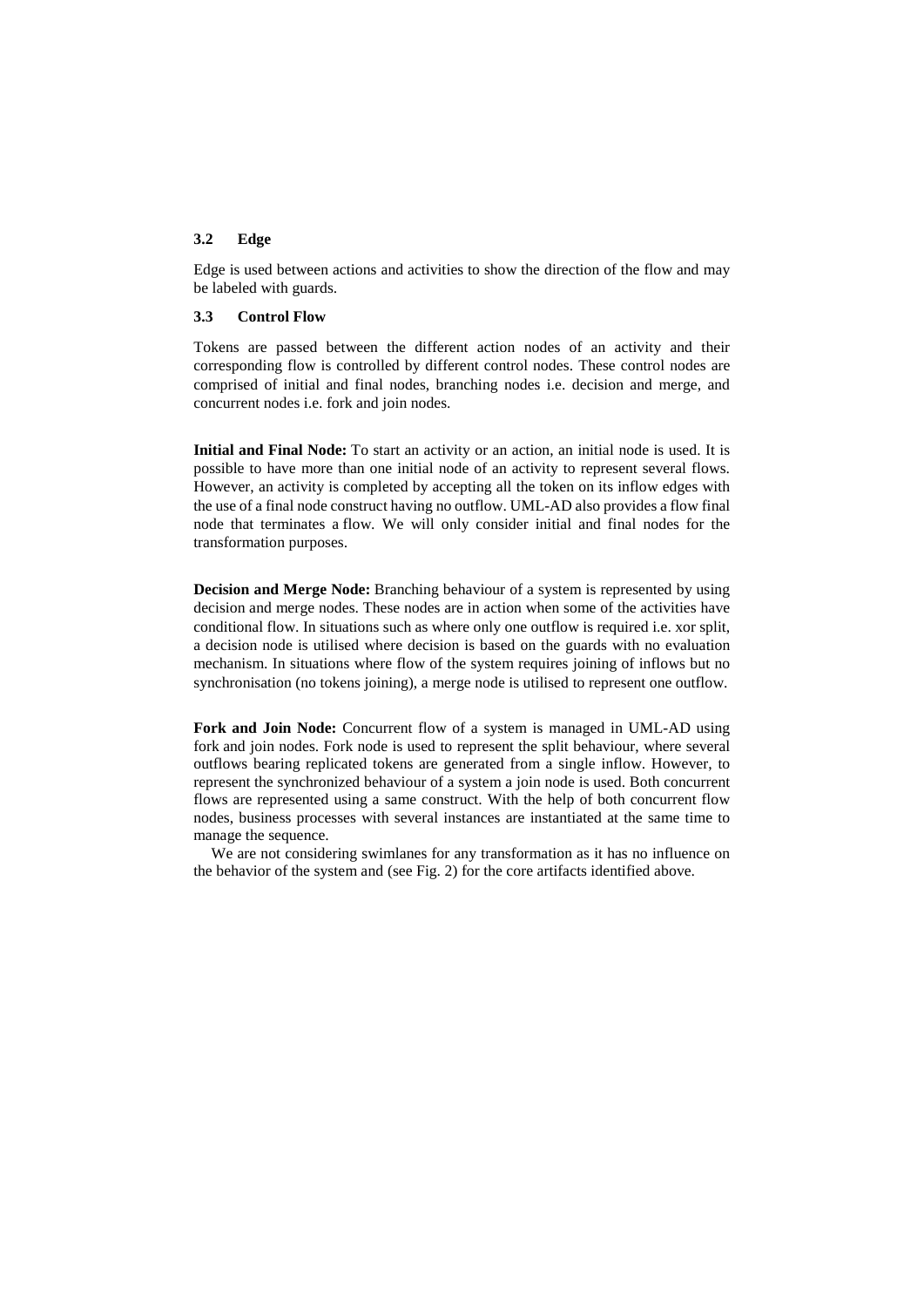### 3.2 Edge

Edge is used between actions and activities to show the direction of the flow and may be labeled with guards.

### 3.3 Control Flow

Tokens are passed between the different action nodes of an activity and their corresponding flow is controlled by different control nodes. These control nodes are comprised of initial and final nodes, branching nodes i.e. decision and merge, and concurrent nodes i.e. fork and join nodes.

**Initial and Final Node:** To start an activity or an action, an initial node is used. It is possible to have more than one initial node of an activity to represent several flows. However, an activity is completed by accepting all the token on its inflow edges with the use of a final node construct having no outflow. UML-AD also provides a flow final node that terminates a flow. We will only consider initial and final nodes for the transformation purposes.

**Decision and Merge Node:** Branching behaviour of a system is represented by using decision and merge nodes. These nodes are in action when some of the activities have conditional flow. In situations such as where only one outflow is required i.e. xor split, a decision node is utilised where decision is based on the guards with no evaluation mechanism. In situations where flow of the system requires joining of inflows but no synchronisation (no tokens joining), a merge node is utilised to represent one outflow.

**Fork and Join Node:** Concurrent flow of a system is managed in UML-AD using fork and join nodes. Fork node is used to represent the split behaviour, where several outflows bearing replicated tokens are generated from a single inflow. However, to represent the synchronized behaviour of a system a join node is used. Both concurrent flows are represented using a same construct. With the help of both concurrent flow nodes, business processes with several instances are instantiated at the same time to manage the sequence.

We are not considering swimlanes for any transformation as it has no influence on the behavior of the system and (see Fig. 2) for the core artifacts identified above.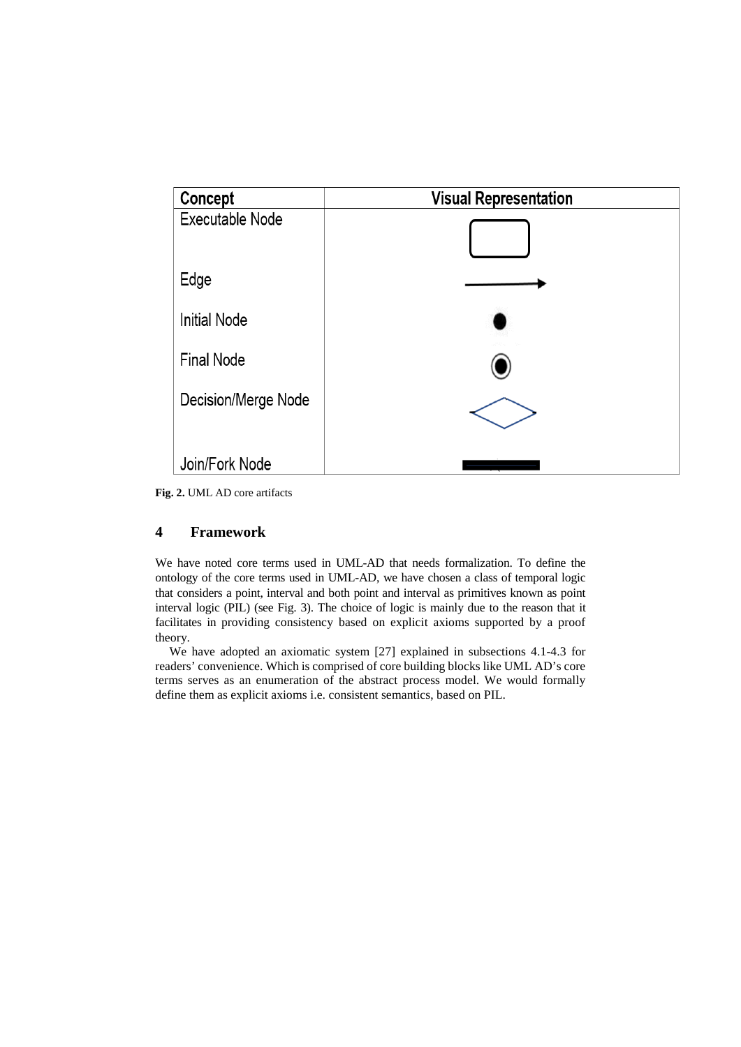| Concept | Visual Representation |
|---|---|
| Executable Node | |
| Edge | |
| Initial Node | |
| Final Node | |
| Decision/Merge Node | |
| Join/Fork Node | |

**Fig. 2.** UML AD core artifacts

## 4 Framework

We have noted core terms used in UML-AD that needs formalization. To define the ontology of the core terms used in UML-AD, we have chosen a class of temporal logic that considers a point, interval and both point and interval as primitives known as point interval logic (PIL) (see Fig. 3). The choice of logic is mainly due to the reason that it facilitates in providing consistency based on explicit axioms supported by a proof theory.

We have adopted an axiomatic system [27] explained in subsections 4.1-4.3 for readers' convenience. Which is comprised of core building blocks like UML AD's core terms serves as an enumeration of the abstract process model. We would formally define them as explicit axioms i.e. consistent semantics, based on PIL.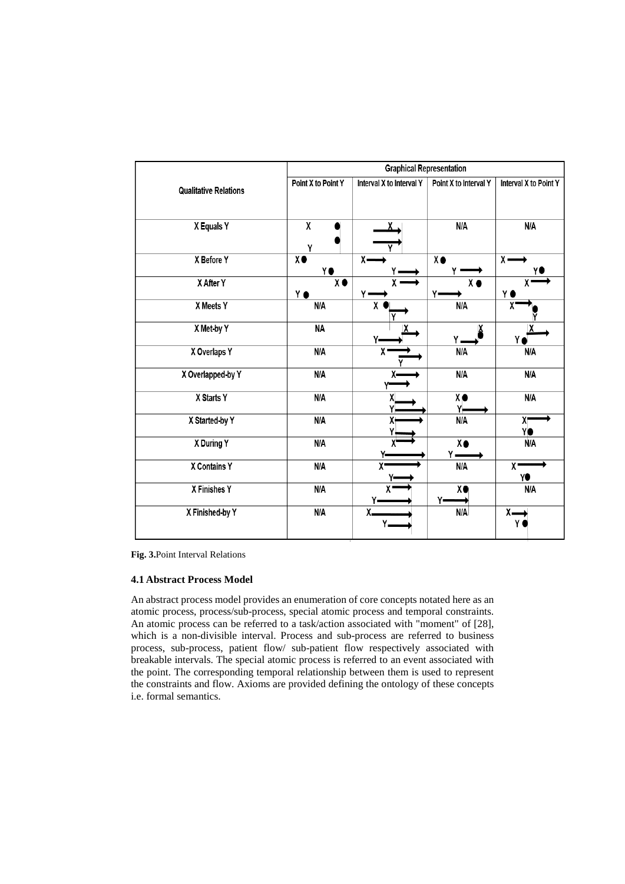| Qualitative Relations | Graphical Representation | | | |
|---|---|---|---|---|
| | Point X to Point Y | Interval X to Interval Y | Point X to Interval Y | Interval X to Point Y |
| X Equals Y | | | N/A | N/A |
| X Before Y | | | | |
| X After Y | | | | |
| X Meets Y | N/A | | N/A | |
| X Met-by Y | NA | | | |
| X Overlaps Y | N/A | | N/A | N/A |
| X Overlapped-by Y | N/A | | N/A | N/A |
| X Starts Y | N/A | | | N/A |
| X Started-by Y | N/A | | N/A | |
| X During Y | N/A | | | N/A |
| X Contains Y | N/A | | N/A | |
| X Finishes Y | N/A | | | N/A |
| X Finished-by Y | N/A | | N/A | |

**Fig. 3.** Point Interval Relations

### 4.1 Abstract Process Model

An abstract process model provides an enumeration of core concepts notated here as an atomic process, process/sub-process, special atomic process and temporal constraints. An atomic process can be referred to a task/action associated with "moment" of [28], which is a non-divisible interval. Process and sub-process are referred to business process, sub-process, patient flow/ sub-patient flow respectively associated with breakable intervals. The special atomic process is referred to an event associated with the point. The corresponding temporal relationship between them is used to represent the constraints and flow. Axioms are provided defining the ontology of these concepts i.e. formal semantics.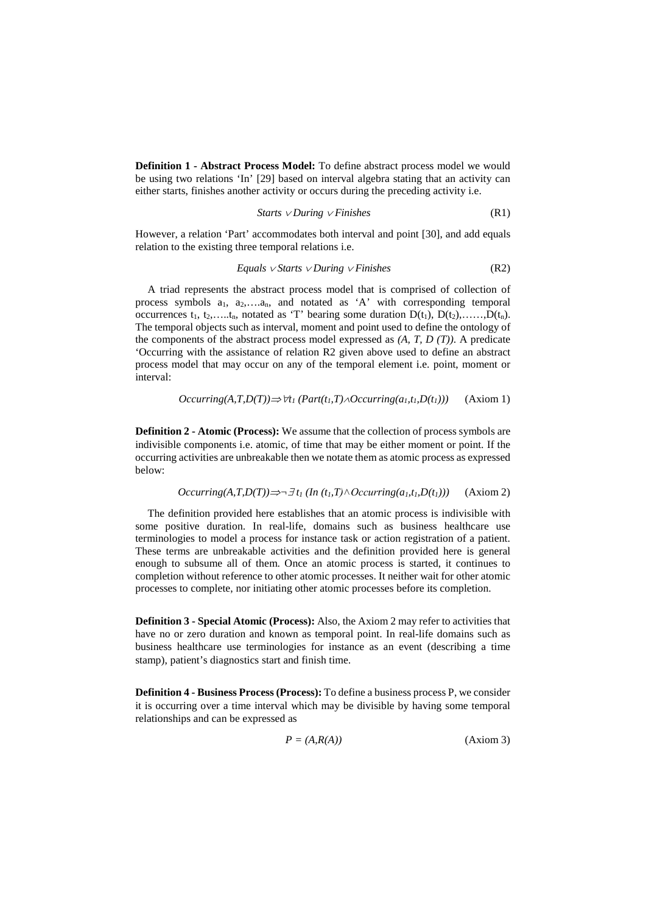**Definition 1 - Abstract Process Model:** To define abstract process model we would be using two relations 'In' [29] based on interval algebra stating that an activity can either starts, finishes another activity or occurs during the preceding activity i.e.

$$Starts \lor During \lor Finishes \qquad \text{(R1)}$$

However, a relation 'Part' accommodates both interval and point [30], and add equals relation to the existing three temporal relations i.e.

$$Equals \lor Starts \lor During \lor Finishes \qquad \text{(R2)}$$

A triad represents the abstract process model that is comprised of collection of process symbols $a_1$, $a_2$,….$a_n$, and notated as 'A' with corresponding temporal occurrences $t_1$, $t_2$,…..$t_n$, notated as 'T' bearing some duration $D(t_1)$, $D(t_2)$,……,$D(t_n)$. The temporal objects such as interval, moment and point used to define the ontology of the components of the abstract process model expressed as $(A, T, D(T))$. A predicate 'Occurring with the assistance of relation R2 given above used to define an abstract process model that may occur on any of the temporal element i.e. point, moment or interval:

$$Occurring(A,T,D(T)) \Rightarrow \forall t_1\ (Part(t_1,T) \land Occurring(a_1,t_1,D(t_1))) \qquad \text{(Axiom 1)}$$

**Definition 2 - Atomic (Process):** We assume that the collection of process symbols are indivisible components i.e. atomic, of time that may be either moment or point. If the occurring activities are unbreakable then we notate them as atomic process as expressed below:

$$Occurring(A,T,D(T)) \Rightarrow \neg \exists t_1\ (In\ (t_1,T) \land Occurring(a_1,t_1,D(t_1))) \qquad \text{(Axiom 2)}$$

The definition provided here establishes that an atomic process is indivisible with some positive duration. In real-life, domains such as business healthcare use terminologies to model a process for instance task or action registration of a patient. These terms are unbreakable activities and the definition provided here is general enough to subsume all of them. Once an atomic process is started, it continues to completion without reference to other atomic processes. It neither wait for other atomic processes to complete, nor initiating other atomic processes before its completion.

**Definition 3 - Special Atomic (Process):** Also, the Axiom 2 may refer to activities that have no or zero duration and known as temporal point. In real-life domains such as business healthcare use terminologies for instance as an event (describing a time stamp), patient's diagnostics start and finish time.

**Definition 4 - Business Process (Process):** To define a business process P, we consider it is occurring over a time interval which may be divisible by having some temporal relationships and can be expressed as

$$P = (A,R(A)) \qquad \text{(Axiom 3)}$$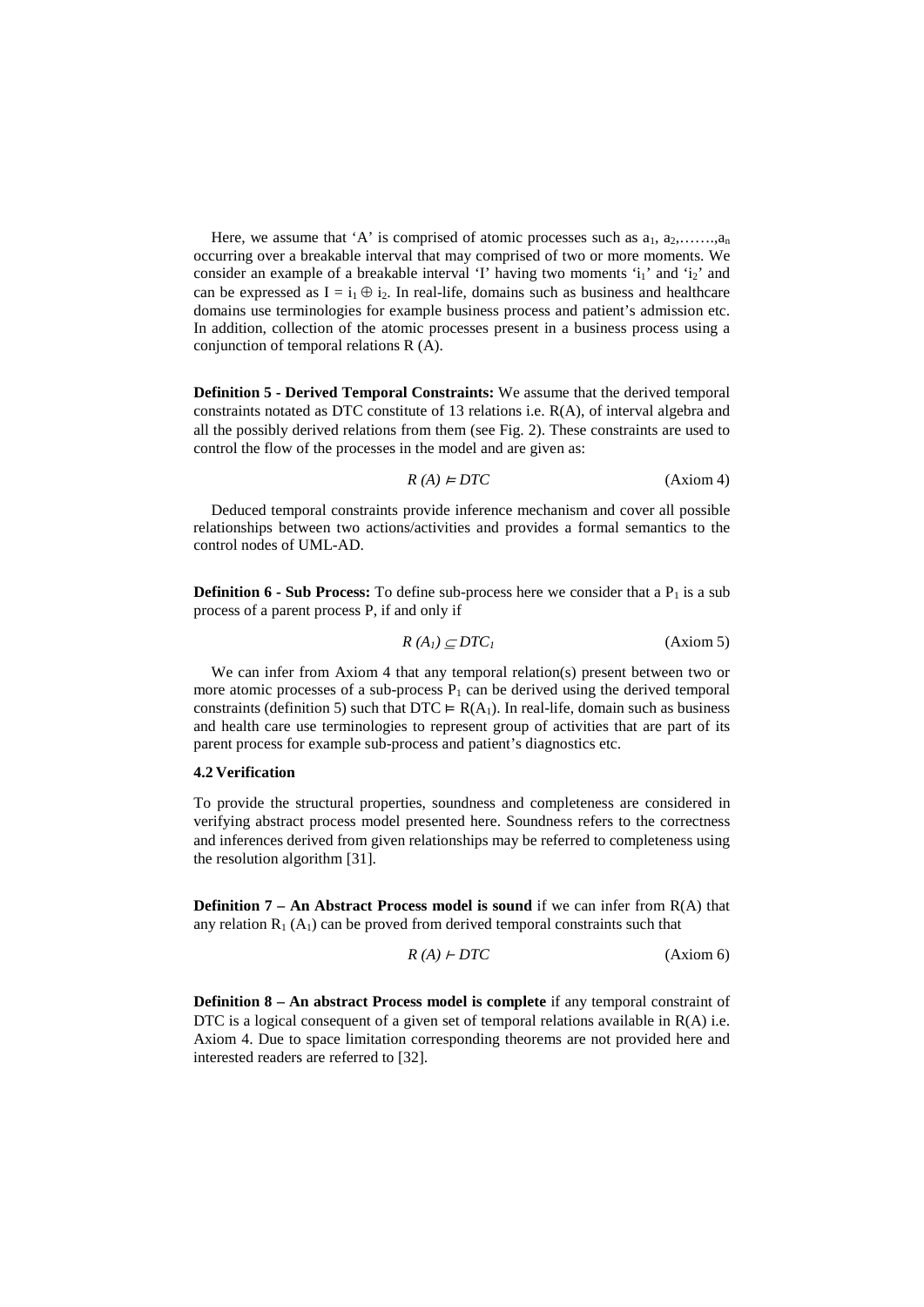Here, we assume that 'A' is comprised of atomic processes such as $a_1$, $a_2$,…….,$a_n$ occurring over a breakable interval that may comprised of two or more moments. We consider an example of a breakable interval 'I' having two moments '$i_1$' and '$i_2$' and can be expressed as $I = i_1 \oplus i_2$. In real-life, domains such as business and healthcare domains use terminologies for example business process and patient's admission etc. In addition, collection of the atomic processes present in a business process using a conjunction of temporal relations R (A).

**Definition 5 - Derived Temporal Constraints:** We assume that the derived temporal constraints notated as DTC constitute of 13 relations i.e. R(A), of interval algebra and all the possibly derived relations from them (see Fig. 2). These constraints are used to control the flow of the processes in the model and are given as:

$$R\ (A) \vDash DTC \qquad \text{(Axiom 4)}$$

Deduced temporal constraints provide inference mechanism and cover all possible relationships between two actions/activities and provides a formal semantics to the control nodes of UML-AD.

**Definition 6 - Sub Process:** To define sub-process here we consider that a $P_1$ is a sub process of a parent process P, if and only if

$$R\ (A_1) \subseteq DTC_1 \qquad \text{(Axiom 5)}$$

We can infer from Axiom 4 that any temporal relation(s) present between two or more atomic processes of a sub-process $P_1$ can be derived using the derived temporal constraints (definition 5) such that $DTC \vDash R(A_1)$. In real-life, domain such as business and health care use terminologies to represent group of activities that are part of its parent process for example sub-process and patient's diagnostics etc.

#### 4.2 Verification

To provide the structural properties, soundness and completeness are considered in verifying abstract process model presented here. Soundness refers to the correctness and inferences derived from given relationships may be referred to completeness using the resolution algorithm [31].

**Definition 7 – An Abstract Process model is sound** if we can infer from R(A) that any relation $R_1$ ($A_1$) can be proved from derived temporal constraints such that

$$R\ (A) \vdash DTC \qquad \text{(Axiom 6)}$$

**Definition 8 – An abstract Process model is complete** if any temporal constraint of DTC is a logical consequent of a given set of temporal relations available in R(A) i.e. Axiom 4. Due to space limitation corresponding theorems are not provided here and interested readers are referred to [32].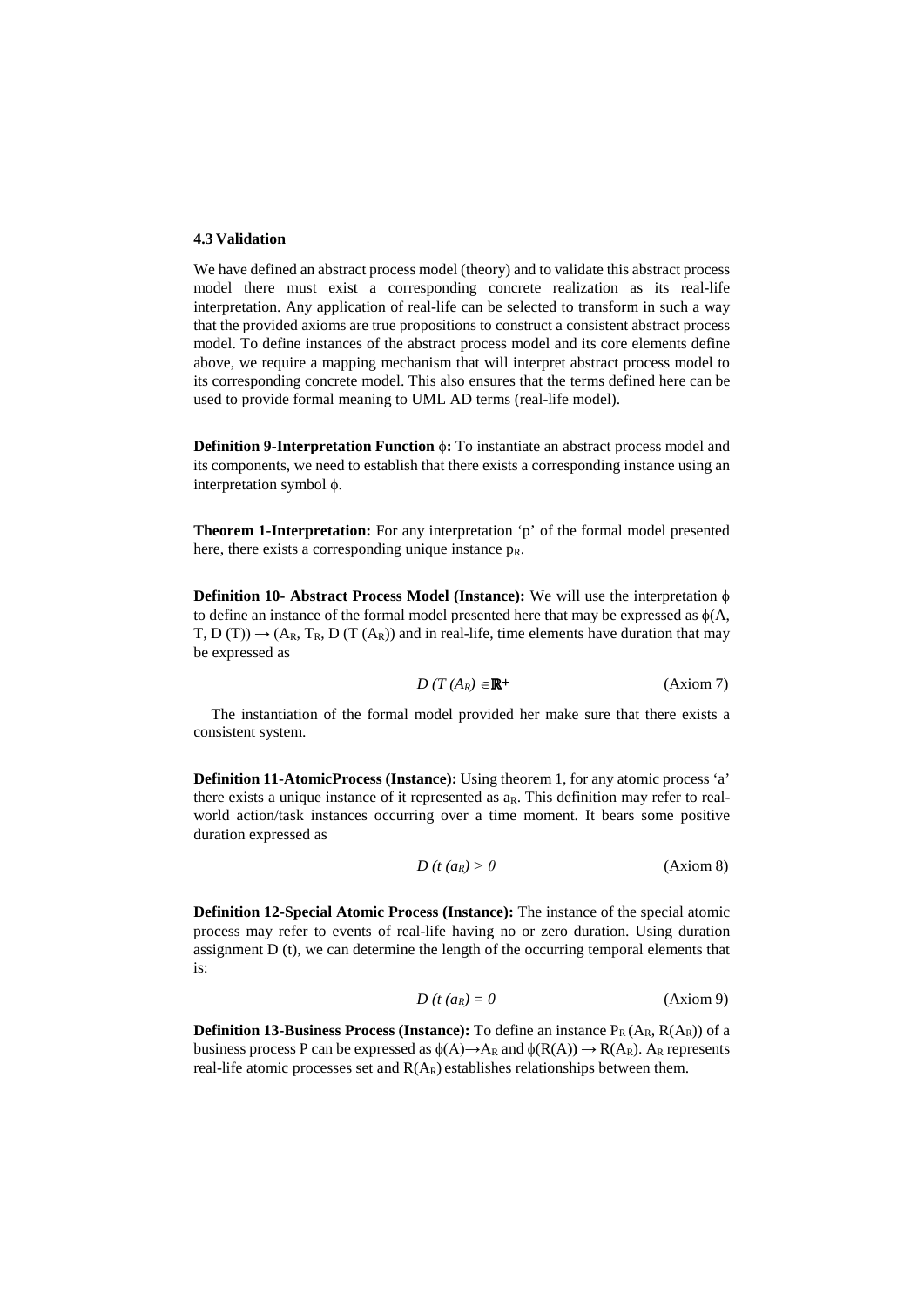### 4.3 Validation

We have defined an abstract process model (theory) and to validate this abstract process model there must exist a corresponding concrete realization as its real-life interpretation. Any application of real-life can be selected to transform in such a way that the provided axioms are true propositions to construct a consistent abstract process model. To define instances of the abstract process model and its core elements define above, we require a mapping mechanism that will interpret abstract process model to its corresponding concrete model. This also ensures that the terms defined here can be used to provide formal meaning to UML AD terms (real-life model).

**Definition 9-Interpretation Function $\phi$:** To instantiate an abstract process model and its components, we need to establish that there exists a corresponding instance using an interpretation symbol $\phi$.

**Theorem 1-Interpretation:** For any interpretation 'p' of the formal model presented here, there exists a corresponding unique instance $p_R$.

**Definition 10- Abstract Process Model (Instance):** We will use the interpretation $\phi$ to define an instance of the formal model presented here that may be expressed as $\phi(A, T, D(T)) \rightarrow (A_R, T_R, D(T(A_R))$ and in real-life, time elements have duration that may be expressed as

$$D\ (T\ (A_R) \in \mathbb{R}^{+} \qquad \text{(Axiom 7)}$$

The instantiation of the formal model provided her make sure that there exists a consistent system.

**Definition 11-AtomicProcess (Instance):** Using theorem 1, for any atomic process 'a' there exists a unique instance of it represented as $a_R$. This definition may refer to real-world action/task instances occurring over a time moment. It bears some positive duration expressed as

$$D\ (t\ (a_R) > 0 \qquad \text{(Axiom 8)}$$

**Definition 12-Special Atomic Process (Instance):** The instance of the special atomic process may refer to events of real-life having no or zero duration. Using duration assignment D (t), we can determine the length of the occurring temporal elements that is:

$$D\ (t\ (a_R) = 0 \qquad \text{(Axiom 9)}$$

**Definition 13-Business Process (Instance):** To define an instance $P_R(A_R, R(A_R))$ of a business process P can be expressed as $\phi(A) \rightarrow A_R$ and $\phi(R(A)) \rightarrow R(A_R)$. $A_R$ represents real-life atomic processes set and $R(A_R)$ establishes relationships between them.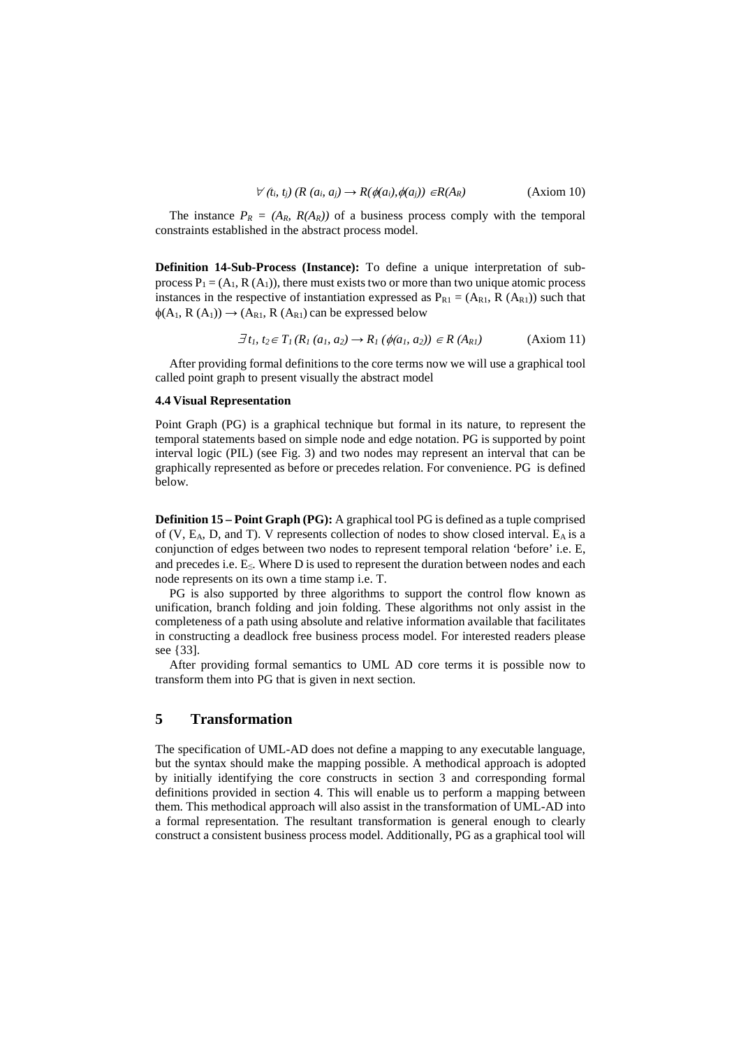$$\forall (t_i, t_j)\ (R\ (a_i, a_j) \rightarrow R(\phi(a_i),\phi(a_j)) \in R(A_R) \qquad \text{(Axiom 10)}$$

The instance $P_R = (A_R, R(A_R))$ of a business process comply with the temporal constraints established in the abstract process model.

**Definition 14-Sub-Process (Instance):** To define a unique interpretation of sub-process $P_1 = (A_1, R\ (A_1))$, there must exists two or more than two unique atomic process instances in the respective of instantiation expressed as $P_{R1} = (A_{R1}, R\ (A_{R1}))$ such that $\phi(A_1, R\ (A_1)) \rightarrow (A_{R1}, R\ (A_{R1})$ can be expressed below

$$\exists\, t_1, t_2 \in T_1\ (R_1\ (a_1, a_2) \rightarrow R_1\ (\phi(a_1, a_2)) \in R\ (A_{R1}) \qquad \text{(Axiom 11)}$$

After providing formal definitions to the core terms now we will use a graphical tool called point graph to present visually the abstract model

### 4.4 Visual Representation

Point Graph (PG) is a graphical technique but formal in its nature, to represent the temporal statements based on simple node and edge notation. PG is supported by point interval logic (PIL) (see Fig. 3) and two nodes may represent an interval that can be graphically represented as before or precedes relation. For convenience. PG is defined below.

**Definition 15 – Point Graph (PG):** A graphical tool PG is defined as a tuple comprised of (V, $E_A$, D, and T). V represents collection of nodes to show closed interval. $E_A$ is a conjunction of edges between two nodes to represent temporal relation 'before' i.e. E, and precedes i.e. $E_{\leq}$. Where D is used to represent the duration between nodes and each node represents on its own a time stamp i.e. T.

PG is also supported by three algorithms to support the control flow known as unification, branch folding and join folding. These algorithms not only assist in the completeness of a path using absolute and relative information available that facilitates in constructing a deadlock free business process model. For interested readers please see {33].

After providing formal semantics to UML AD core terms it is possible now to transform them into PG that is given in next section.

## 5 Transformation

The specification of UML-AD does not define a mapping to any executable language, but the syntax should make the mapping possible. A methodical approach is adopted by initially identifying the core constructs in section 3 and corresponding formal definitions provided in section 4. This will enable us to perform a mapping between them. This methodical approach will also assist in the transformation of UML-AD into a formal representation. The resultant transformation is general enough to clearly construct a consistent business process model. Additionally, PG as a graphical tool will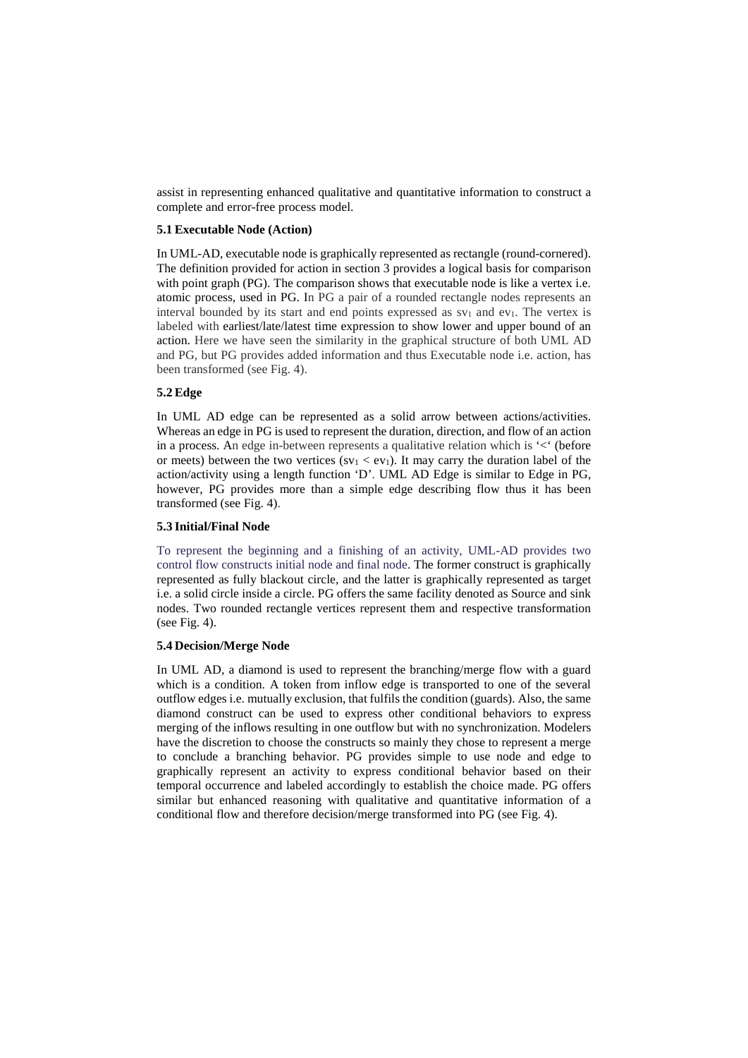assist in representing enhanced qualitative and quantitative information to construct a complete and error-free process model.

### 5.1 Executable Node (Action)

In UML-AD, executable node is graphically represented as rectangle (round-cornered). The definition provided for action in section 3 provides a logical basis for comparison with point graph (PG). The comparison shows that executable node is like a vertex i.e. atomic process, used in PG. In PG a pair of a rounded rectangle nodes represents an interval bounded by its start and end points expressed as $sv_1$ and $ev_1$. The vertex is labeled with earliest/late/latest time expression to show lower and upper bound of an action. Here we have seen the similarity in the graphical structure of both UML AD and PG, but PG provides added information and thus Executable node i.e. action, has been transformed (see Fig. 4).

### 5.2 Edge

In UML AD edge can be represented as a solid arrow between actions/activities. Whereas an edge in PG is used to represent the duration, direction, and flow of an action in a process. An edge in-between represents a qualitative relation which is '<' (before or meets) between the two vertices ($sv_1 < ev_1$). It may carry the duration label of the action/activity using a length function 'D'. UML AD Edge is similar to Edge in PG, however, PG provides more than a simple edge describing flow thus it has been transformed (see Fig. 4).

### 5.3 Initial/Final Node

To represent the beginning and a finishing of an activity, UML-AD provides two control flow constructs initial node and final node. The former construct is graphically represented as fully blackout circle, and the latter is graphically represented as target i.e. a solid circle inside a circle. PG offers the same facility denoted as Source and sink nodes. Two rounded rectangle vertices represent them and respective transformation (see Fig. 4).

### 5.4 Decision/Merge Node

In UML AD, a diamond is used to represent the branching/merge flow with a guard which is a condition. A token from inflow edge is transported to one of the several outflow edges i.e. mutually exclusion, that fulfils the condition (guards). Also, the same diamond construct can be used to express other conditional behaviors to express merging of the inflows resulting in one outflow but with no synchronization. Modelers have the discretion to choose the constructs so mainly they chose to represent a merge to conclude a branching behavior. PG provides simple to use node and edge to graphically represent an activity to express conditional behavior based on their temporal occurrence and labeled accordingly to establish the choice made. PG offers similar but enhanced reasoning with qualitative and quantitative information of a conditional flow and therefore decision/merge transformed into PG (see Fig. 4).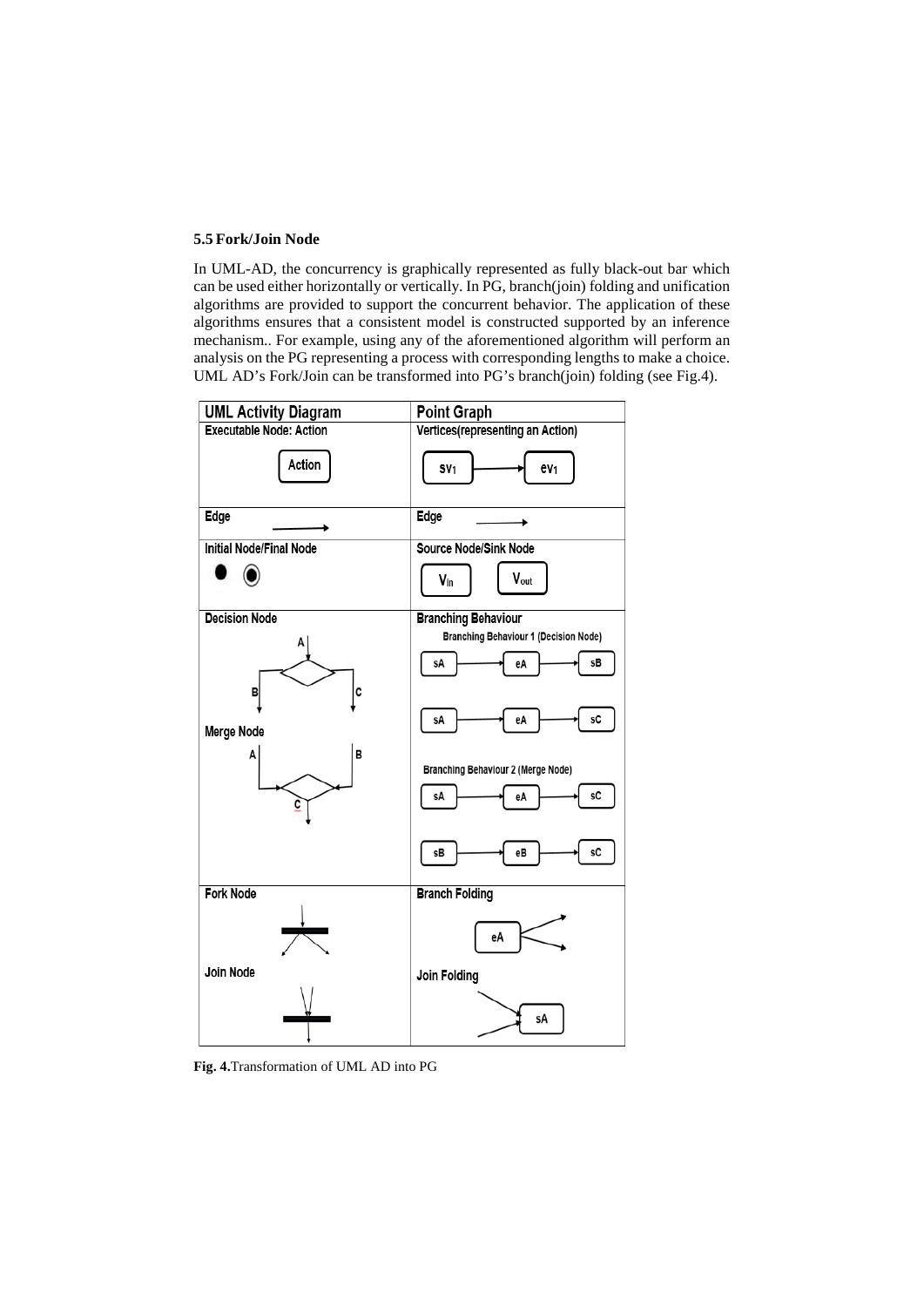### 5.5 Fork/Join Node

In UML-AD, the concurrency is graphically represented as fully black-out bar which can be used either horizontally or vertically. In PG, branch(join) folding and unification algorithms are provided to support the concurrent behavior. The application of these algorithms ensures that a consistent model is constructed supported by an inference mechanism.. For example, using any of the aforementioned algorithm will perform an analysis on the PG representing a process with corresponding lengths to make a choice. UML AD's Fork/Join can be transformed into PG's branch(join) folding (see Fig.4).

| UML Activity Diagram | Point Graph |
|---|---|
| **Executable Node: Action** <br> Action | **Vertices(representing an Action)** <br> $sv_1$ → $ev_1$ |
| **Edge** <br> → | **Edge** <br> → |
| **Initial Node/Final Node** | **Source Node/Sink Node** <br> $V_{in}$ $V_{out}$ |
| **Decision Node** <br> A, B, C <br> **Merge Node** <br> A, B, C | **Branching Behaviour** <br> **Branching Behaviour 1 (Decision Node)** <br> sA → eA → sB <br> sA → eA → sC <br> **Branching Behaviour 2 (Merge Node)** <br> sA → eA → sC <br> sB → eB → sC |
| **Fork Node** <br> **Join Node** | **Branch Folding** <br> eA <br> **Join Folding** <br> sA |

**Fig. 4.** Transformation of UML AD into PG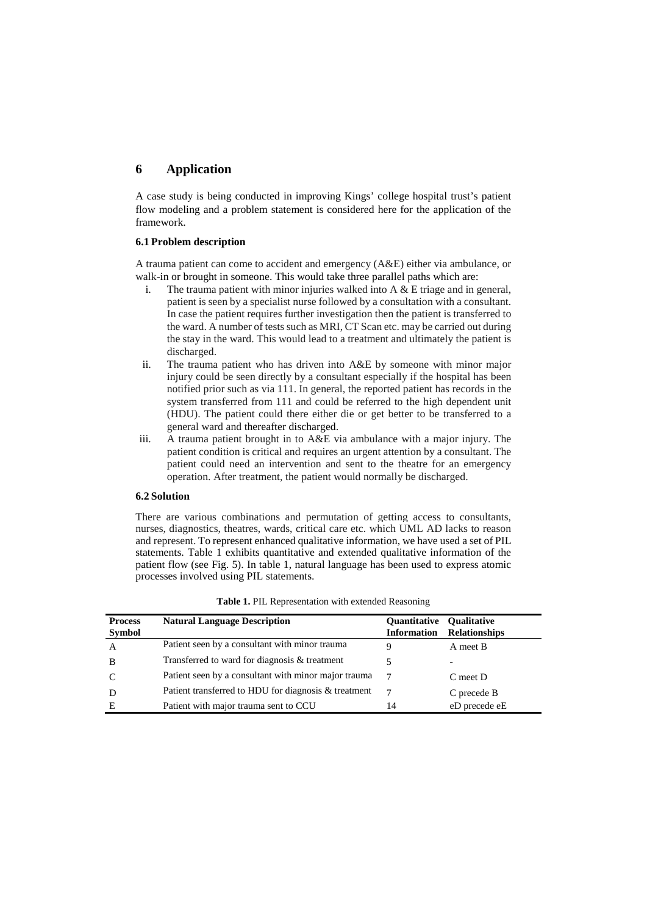## 6 Application

A case study is being conducted in improving Kings' college hospital trust's patient flow modeling and a problem statement is considered here for the application of the framework.

### 6.1 Problem description

A trauma patient can come to accident and emergency (A&E) either via ambulance, or walk-in or brought in someone. This would take three parallel paths which are:

i. The trauma patient with minor injuries walked into A & E triage and in general, patient is seen by a specialist nurse followed by a consultation with a consultant. In case the patient requires further investigation then the patient is transferred to the ward. A number of tests such as MRI, CT Scan etc. may be carried out during the stay in the ward. This would lead to a treatment and ultimately the patient is discharged.

ii. The trauma patient who has driven into A&E by someone with minor major injury could be seen directly by a consultant especially if the hospital has been notified prior such as via 111. In general, the reported patient has records in the system transferred from 111 and could be referred to the high dependent unit (HDU). The patient could there either die or get better to be transferred to a general ward and thereafter discharged.

iii. A trauma patient brought in to A&E via ambulance with a major injury. The patient condition is critical and requires an urgent attention by a consultant. The patient could need an intervention and sent to the theatre for an emergency operation. After treatment, the patient would normally be discharged.

### 6.2 Solution

There are various combinations and permutation of getting access to consultants, nurses, diagnostics, theatres, wards, critical care etc. which UML AD lacks to reason and represent. To represent enhanced qualitative information, we have used a set of PIL statements. Table 1 exhibits quantitative and extended qualitative information of the patient flow (see Fig. 5). In table 1, natural language has been used to express atomic processes involved using PIL statements.

**Table 1.** PIL Representation with extended Reasoning

| Process Symbol | Natural Language Description | Quantitative Information | Qualitative Relationships |
|---|---|---|---|
| A | Patient seen by a consultant with minor trauma | 9 | A meet B |
| B | Transferred to ward for diagnosis & treatment | 5 | - |
| C | Patient seen by a consultant with minor major trauma | 7 | C meet D |
| D | Patient transferred to HDU for diagnosis & treatment | 7 | C precede B |
| E | Patient with major trauma sent to CCU | 14 | eD precede eE |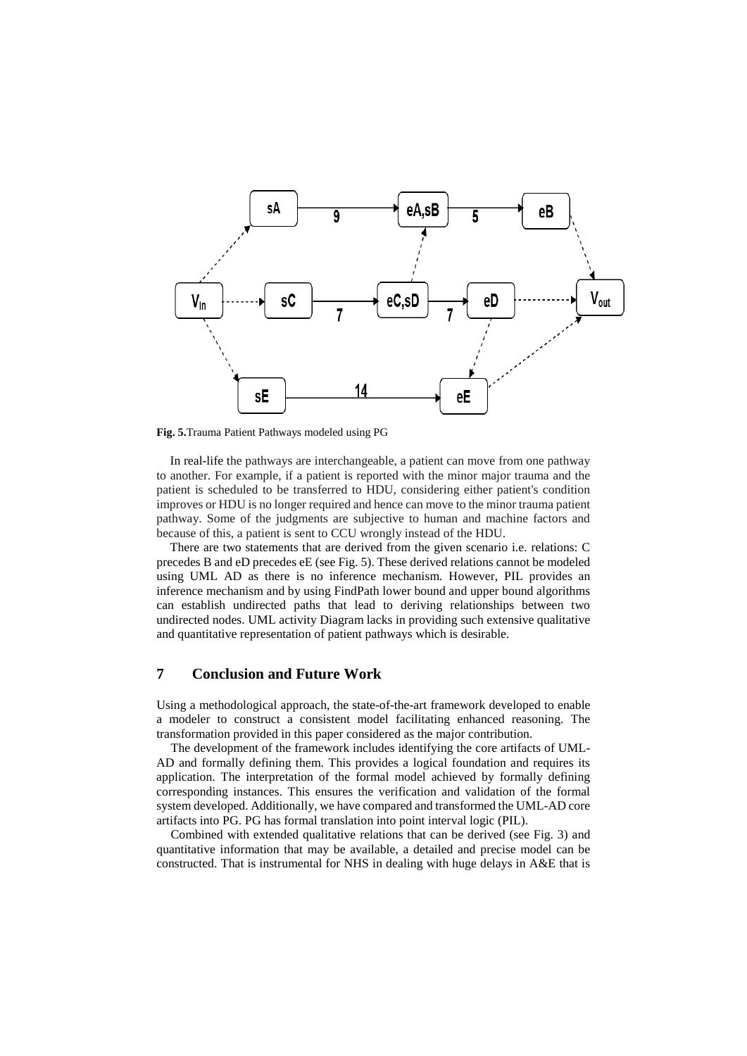**Fig. 5.** Trauma Patient Pathways modeled using PG

In real-life the pathways are interchangeable, a patient can move from one pathway to another. For example, if a patient is reported with the minor major trauma and the patient is scheduled to be transferred to HDU, considering either patient's condition improves or HDU is no longer required and hence can move to the minor trauma patient pathway. Some of the judgments are subjective to human and machine factors and because of this, a patient is sent to CCU wrongly instead of the HDU.

There are two statements that are derived from the given scenario i.e. relations: C precedes B and eD precedes eE (see Fig. 5). These derived relations cannot be modeled using UML AD as there is no inference mechanism. However, PIL provides an inference mechanism and by using FindPath lower bound and upper bound algorithms can establish undirected paths that lead to deriving relationships between two undirected nodes. UML activity Diagram lacks in providing such extensive qualitative and quantitative representation of patient pathways which is desirable.

## 7 Conclusion and Future Work

Using a methodological approach, the state-of-the-art framework developed to enable a modeler to construct a consistent model facilitating enhanced reasoning. The transformation provided in this paper considered as the major contribution.

The development of the framework includes identifying the core artifacts of UML-AD and formally defining them. This provides a logical foundation and requires its application. The interpretation of the formal model achieved by formally defining corresponding instances. This ensures the verification and validation of the formal system developed. Additionally, we have compared and transformed the UML-AD core artifacts into PG. PG has formal translation into point interval logic (PIL).

Combined with extended qualitative relations that can be derived (see Fig. 3) and quantitative information that may be available, a detailed and precise model can be constructed. That is instrumental for NHS in dealing with huge delays in A&E that is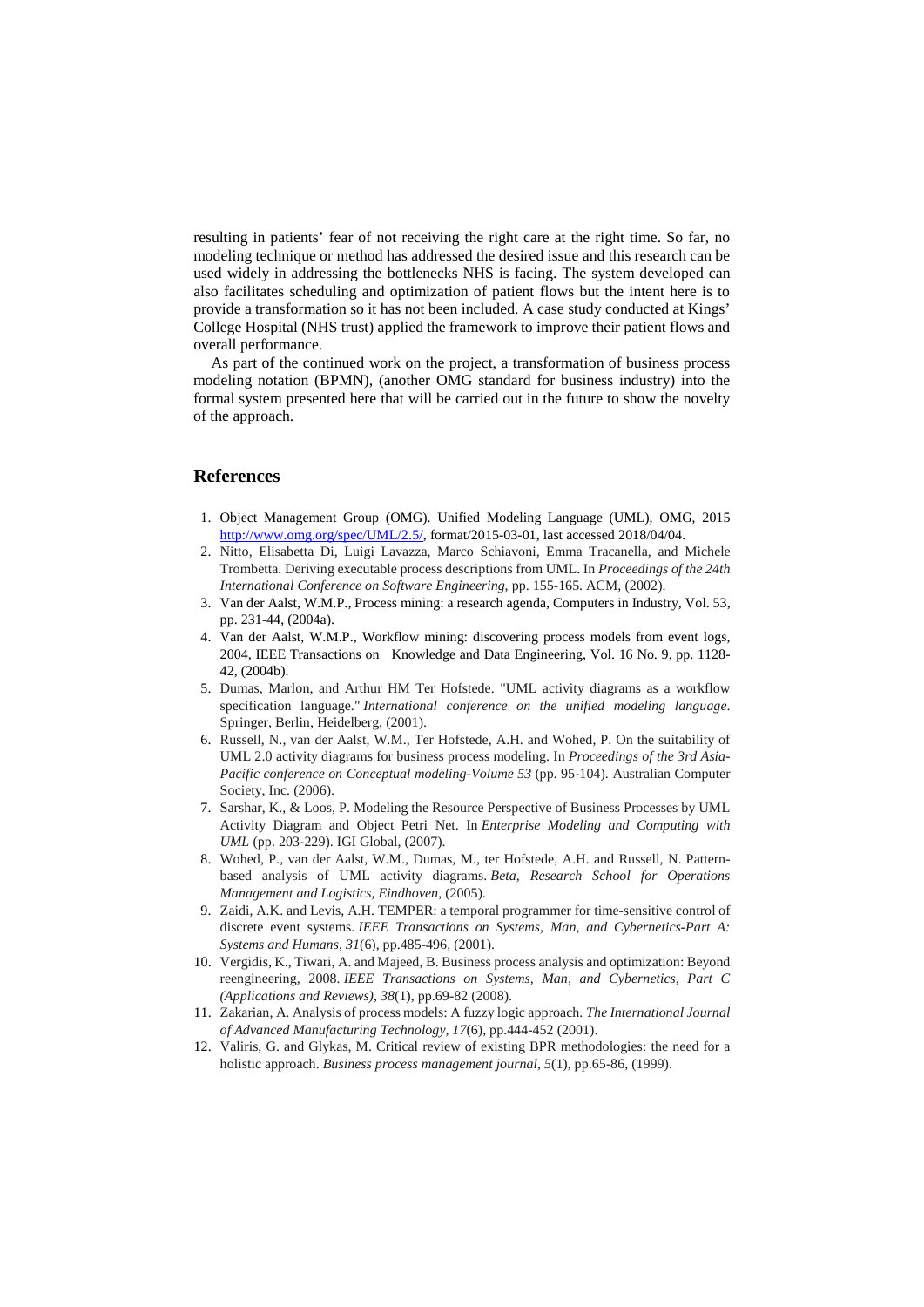resulting in patients' fear of not receiving the right care at the right time. So far, no modeling technique or method has addressed the desired issue and this research can be used widely in addressing the bottlenecks NHS is facing. The system developed can also facilitates scheduling and optimization of patient flows but the intent here is to provide a transformation so it has not been included. A case study conducted at Kings' College Hospital (NHS trust) applied the framework to improve their patient flows and overall performance.

As part of the continued work on the project, a transformation of business process modeling notation (BPMN), (another OMG standard for business industry) into the formal system presented here that will be carried out in the future to show the novelty of the approach.

## References

1. Object Management Group (OMG). Unified Modeling Language (UML), OMG, 2015 http://www.omg.org/spec/UML/2.5/, format/2015-03-01, last accessed 2018/04/04.
2. Nitto, Elisabetta Di, Luigi Lavazza, Marco Schiavoni, Emma Tracanella, and Michele Trombetta. Deriving executable process descriptions from UML. In *Proceedings of the 24th International Conference on Software Engineering*, pp. 155-165. ACM, (2002).
3. Van der Aalst, W.M.P., Process mining: a research agenda, Computers in Industry, Vol. 53, pp. 231-44, (2004a).
4. Van der Aalst, W.M.P., Workflow mining: discovering process models from event logs, 2004, IEEE Transactions on Knowledge and Data Engineering, Vol. 16 No. 9, pp. 1128-42, (2004b).
5. Dumas, Marlon, and Arthur HM Ter Hofstede. "UML activity diagrams as a workflow specification language." *International conference on the unified modeling language*. Springer, Berlin, Heidelberg, (2001).
6. Russell, N., van der Aalst, W.M., Ter Hofstede, A.H. and Wohed, P. On the suitability of UML 2.0 activity diagrams for business process modeling. In *Proceedings of the 3rd Asia-Pacific conference on Conceptual modeling-Volume 53* (pp. 95-104). Australian Computer Society, Inc. (2006).
7. Sarshar, K., & Loos, P. Modeling the Resource Perspective of Business Processes by UML Activity Diagram and Object Petri Net. In *Enterprise Modeling and Computing with UML* (pp. 203-229). IGI Global, (2007).
8. Wohed, P., van der Aalst, W.M., Dumas, M., ter Hofstede, A.H. and Russell, N. Pattern-based analysis of UML activity diagrams. *Beta, Research School for Operations Management and Logistics, Eindhoven*, (2005).
9. Zaidi, A.K. and Levis, A.H. TEMPER: a temporal programmer for time-sensitive control of discrete event systems. *IEEE Transactions on Systems, Man, and Cybernetics-Part A: Systems and Humans*, *31*(6), pp.485-496, (2001).
10. Vergidis, K., Tiwari, A. and Majeed, B. Business process analysis and optimization: Beyond reengineering, 2008. *IEEE Transactions on Systems, Man, and Cybernetics, Part C (Applications and Reviews)*, *38*(1), pp.69-82 (2008).
11. Zakarian, A. Analysis of process models: A fuzzy logic approach. *The International Journal of Advanced Manufacturing Technology*, *17*(6), pp.444-452 (2001).
12. Valiris, G. and Glykas, M. Critical review of existing BPR methodologies: the need for a holistic approach. *Business process management journal*, *5*(1), pp.65-86, (1999).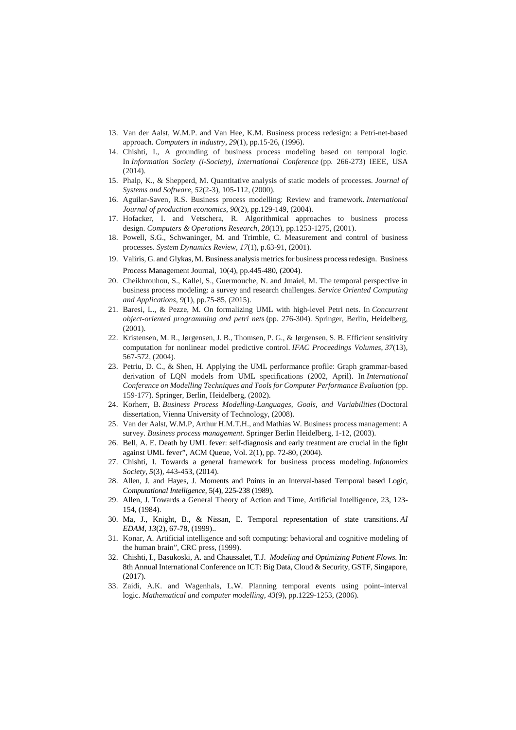13. Van der Aalst, W.M.P. and Van Hee, K.M. Business process redesign: a Petri-net-based approach. *Computers in industry*, *29*(1), pp.15-26, (1996).
14. Chishti, I., A grounding of business process modeling based on temporal logic. In *Information Society (i-Society), International Conference* (pp. 266-273) IEEE, USA (2014).
15. Phalp, K., & Shepperd, M. Quantitative analysis of static models of processes. *Journal of Systems and Software*, *52*(2-3), 105-112, (2000).
16. Aguilar-Saven, R.S. Business process modelling: Review and framework. *International Journal of production economics*, *90*(2), pp.129-149, (2004).
17. Hofacker, I. and Vetschera, R. Algorithmical approaches to business process design. *Computers & Operations Research*, *28*(13), pp.1253-1275, (2001).
18. Powell, S.G., Schwaninger, M. and Trimble, C. Measurement and control of business processes. *System Dynamics Review*, *17*(1), p.63-91, (2001).
19. Valiris, G. and Glykas, M. Business analysis metrics for business process redesign. Business Process Management Journal, 10(4), pp.445-480, (2004).
20. Cheikhrouhou, S., Kallel, S., Guermouche, N. and Jmaiel, M. The temporal perspective in business process modeling: a survey and research challenges. *Service Oriented Computing and Applications*, *9*(1), pp.75-85, (2015).
21. Baresi, L., & Pezze, M. On formalizing UML with high-level Petri nets. In *Concurrent object-oriented programming and petri nets* (pp. 276-304). Springer, Berlin, Heidelberg, (2001).
22. Kristensen, M. R., Jørgensen, J. B., Thomsen, P. G., & Jørgensen, S. B. Efficient sensitivity computation for nonlinear model predictive control. *IFAC Proceedings Volumes*, *37*(13), 567-572, (2004).
23. Petriu, D. C., & Shen, H. Applying the UML performance profile: Graph grammar-based derivation of LQN models from UML specifications (2002, April). In *International Conference on Modelling Techniques and Tools for Computer Performance Evaluation* (pp. 159-177). Springer, Berlin, Heidelberg, (2002).
24. Korherr, B. *Business Process Modelling-Languages, Goals, and Variabilities* (Doctoral dissertation, Vienna University of Technology, (2008).
25. Van der Aalst, W.M.P, Arthur H.M.T.H., and Mathias W. Business process management: A survey. *Business process management*. Springer Berlin Heidelberg, 1-12, (2003).
26. Bell, A. E. Death by UML fever: self-diagnosis and early treatment are crucial in the fight against UML fever", ACM Queue, Vol. 2(1), pp. 72-80, (2004).
27. Chishti, I. Towards a general framework for business process modeling. *Infonomics Society*, *5*(3), 443-453, (2014).
28. Allen, J. and Hayes, J. Moments and Points in an Interval-based Temporal based Logic, *Computational Intelligence*, 5(4), 225-238 (1989).
29. Allen, J. Towards a General Theory of Action and Time, Artificial Intelligence, 23, 123-154, (1984).
30. Ma, J., Knight, B., & Nissan, E. Temporal representation of state transitions. *AI EDAM*, *13*(2), 67-78, (1999)..
31. Konar, A. Artificial intelligence and soft computing: behavioral and cognitive modeling of the human brain", CRC press, (1999).
32. Chishti, I., Basukoski, A. and Chaussalet, T.J. *Modeling and Optimizing Patient Flows.* In: 8th Annual International Conference on ICT: Big Data, Cloud & Security, GSTF, Singapore, (2017).
33. Zaidi, A.K. and Wagenhals, L.W. Planning temporal events using point–interval logic. *Mathematical and computer modelling*, *43*(9), pp.1229-1253, (2006).